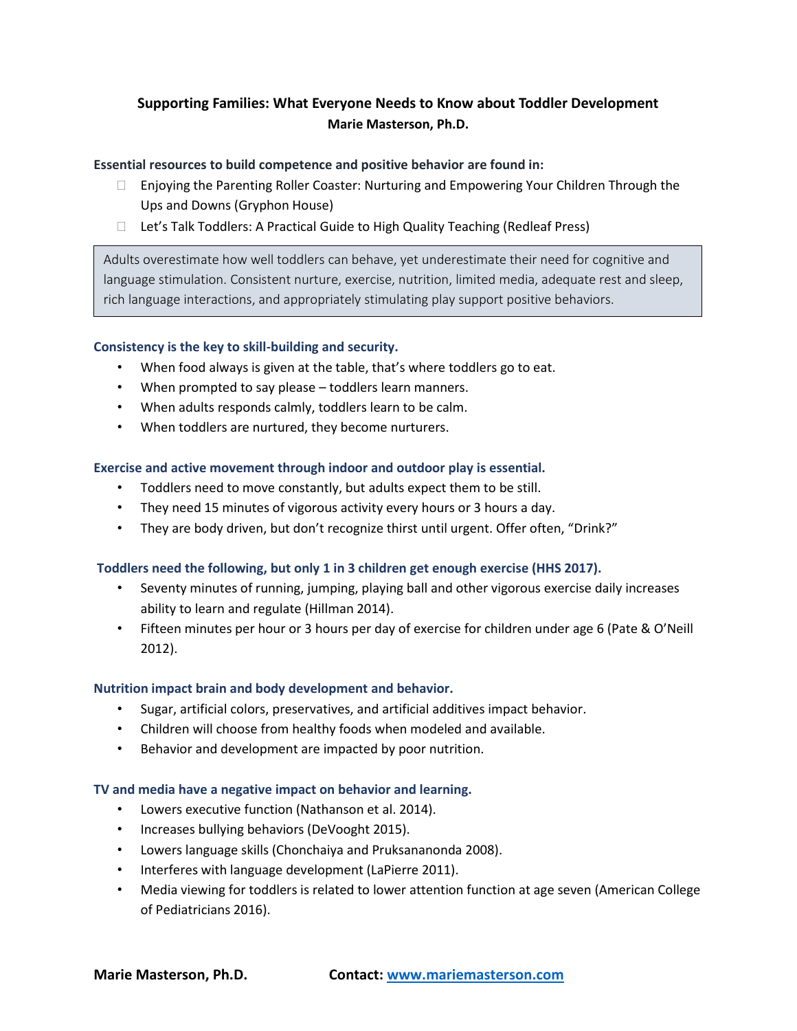# Supporting Families: What Everyone Needs to Know about Toddler Development

**Marie Masterson, Ph.D.**

**Essential resources to build competence and positive behavior are found in:**

- Enjoying the Parenting Roller Coaster: Nurturing and Empowering Your Children Through the Ups and Downs (Gryphon House)
- Let's Talk Toddlers: A Practical Guide to High Quality Teaching (Redleaf Press)

> Adults overestimate how well toddlers can behave, yet underestimate their need for cognitive and language stimulation. Consistent nurture, exercise, nutrition, limited media, adequate rest and sleep, rich language interactions, and appropriately stimulating play support positive behaviors.

### Consistency is the key to skill-building and security.

- When food always is given at the table, that's where toddlers go to eat.
- When prompted to say please – toddlers learn manners.
- When adults responds calmly, toddlers learn to be calm.
- When toddlers are nurtured, they become nurturers.

### Exercise and active movement through indoor and outdoor play is essential.

- Toddlers need to move constantly, but adults expect them to be still.
- They need 15 minutes of vigorous activity every hours or 3 hours a day.
- They are body driven, but don't recognize thirst until urgent. Offer often, "Drink?"

### Toddlers need the following, but only 1 in 3 children get enough exercise (HHS 2017).

- Seventy minutes of running, jumping, playing ball and other vigorous exercise daily increases ability to learn and regulate (Hillman 2014).
- Fifteen minutes per hour or 3 hours per day of exercise for children under age 6 (Pate & O'Neill 2012).

### Nutrition impact brain and body development and behavior.

- Sugar, artificial colors, preservatives, and artificial additives impact behavior.
- Children will choose from healthy foods when modeled and available.
- Behavior and development are impacted by poor nutrition.

### TV and media have a negative impact on behavior and learning.

- Lowers executive function (Nathanson et al. 2014).
- Increases bullying behaviors (DeVooght 2015).
- Lowers language skills (Chonchaiya and Pruksananonda 2008).
- Interferes with language development (LaPierre 2011).
- Media viewing for toddlers is related to lower attention function at age seven (American College of Pediatricians 2016).

**Marie Masterson, Ph.D.** **Contact: [www.mariemasterson.com](http://www.mariemasterson.com)**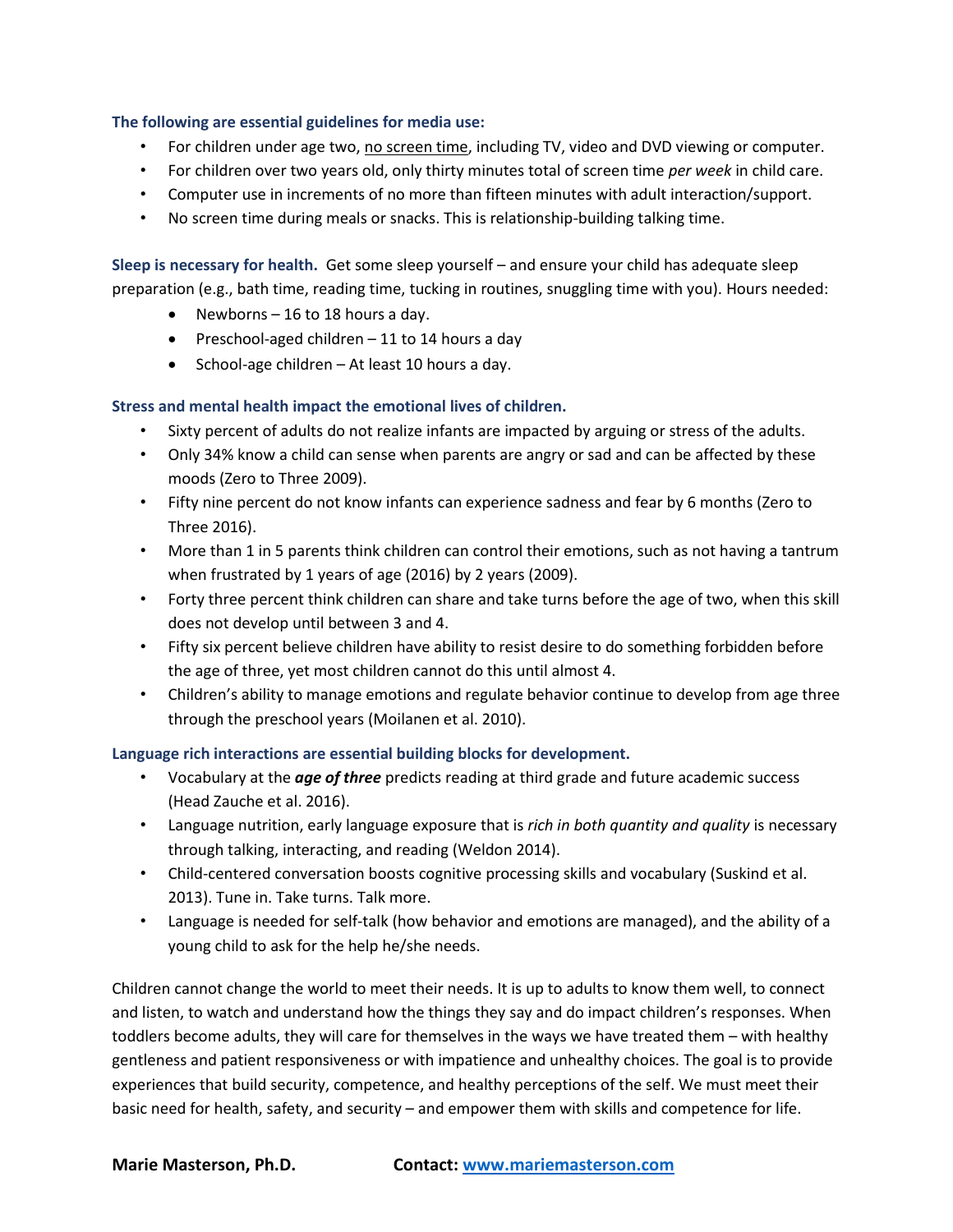**The following are essential guidelines for media use:**

- For children under age two, no screen time, including TV, video and DVD viewing or computer.
- For children over two years old, only thirty minutes total of screen time *per week* in child care.
- Computer use in increments of no more than fifteen minutes with adult interaction/support.
- No screen time during meals or snacks. This is relationship-building talking time.

**Sleep is necessary for health.** Get some sleep yourself – and ensure your child has adequate sleep preparation (e.g., bath time, reading time, tucking in routines, snuggling time with you). Hours needed:

- Newborns – 16 to 18 hours a day.
- Preschool-aged children – 11 to 14 hours a day
- School-age children – At least 10 hours a day.

**Stress and mental health impact the emotional lives of children.**

- Sixty percent of adults do not realize infants are impacted by arguing or stress of the adults.
- Only 34% know a child can sense when parents are angry or sad and can be affected by these moods (Zero to Three 2009).
- Fifty nine percent do not know infants can experience sadness and fear by 6 months (Zero to Three 2016).
- More than 1 in 5 parents think children can control their emotions, such as not having a tantrum when frustrated by 1 years of age (2016) by 2 years (2009).
- Forty three percent think children can share and take turns before the age of two, when this skill does not develop until between 3 and 4.
- Fifty six percent believe children have ability to resist desire to do something forbidden before the age of three, yet most children cannot do this until almost 4.
- Children's ability to manage emotions and regulate behavior continue to develop from age three through the preschool years (Moilanen et al. 2010).

**Language rich interactions are essential building blocks for development.**

- Vocabulary at the ***age of three*** predicts reading at third grade and future academic success (Head Zauche et al. 2016).
- Language nutrition, early language exposure that is *rich in both quantity and quality* is necessary through talking, interacting, and reading (Weldon 2014).
- Child-centered conversation boosts cognitive processing skills and vocabulary (Suskind et al. 2013). Tune in. Take turns. Talk more.
- Language is needed for self-talk (how behavior and emotions are managed), and the ability of a young child to ask for the help he/she needs.

Children cannot change the world to meet their needs. It is up to adults to know them well, to connect and listen, to watch and understand how the things they say and do impact children's responses. When toddlers become adults, they will care for themselves in the ways we have treated them – with healthy gentleness and patient responsiveness or with impatience and unhealthy choices. The goal is to provide experiences that build security, competence, and healthy perceptions of the self. We must meet their basic need for health, safety, and security – and empower them with skills and competence for life.

**Marie Masterson, Ph.D.** **Contact: [www.mariemasterson.com](http://www.mariemasterson.com)**